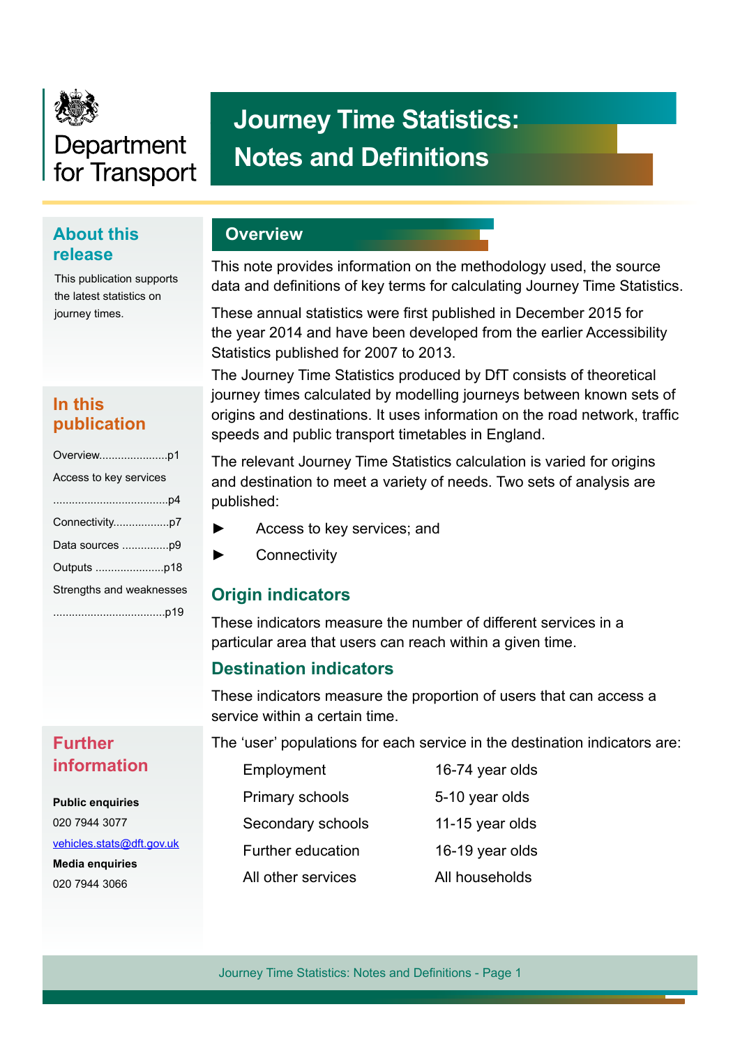Department for Transport

# Journey Time Statistics: Notes and Definitions

## About this release

This publication supports the latest statistics on journey times.

## In this publication

Overview......................p1

Access to key services ......................................p4

Connectivity..................p7

Data sources ...............p9

Outputs ......................p18

Strengths and weaknesses ....................................p19

## Further information

**Public enquiries**

020 7944 3077

vehicles.stats@dft.gov.uk

**Media enquiries**

020 7944 3066

## Overview

This note provides information on the methodology used, the source data and definitions of key terms for calculating Journey Time Statistics.

These annual statistics were first published in December 2015 for the year 2014 and have been developed from the earlier Accessibility Statistics published for 2007 to 2013.

The Journey Time Statistics produced by DfT consists of theoretical journey times calculated by modelling journeys between known sets of origins and destinations. It uses information on the road network, traffic speeds and public transport timetables in England.

The relevant Journey Time Statistics calculation is varied for origins and destination to meet a variety of needs. Two sets of analysis are published:

- Access to key services; and
- Connectivity

### Origin indicators

These indicators measure the number of different services in a particular area that users can reach within a given time.

### Destination indicators

These indicators measure the proportion of users that can access a service within a certain time.

The 'user' populations for each service in the destination indicators are:

| | |
|---|---|
| Employment | 16-74 year olds |
| Primary schools | 5-10 year olds |
| Secondary schools | 11-15 year olds |
| Further education | 16-19 year olds |
| All other services | All households |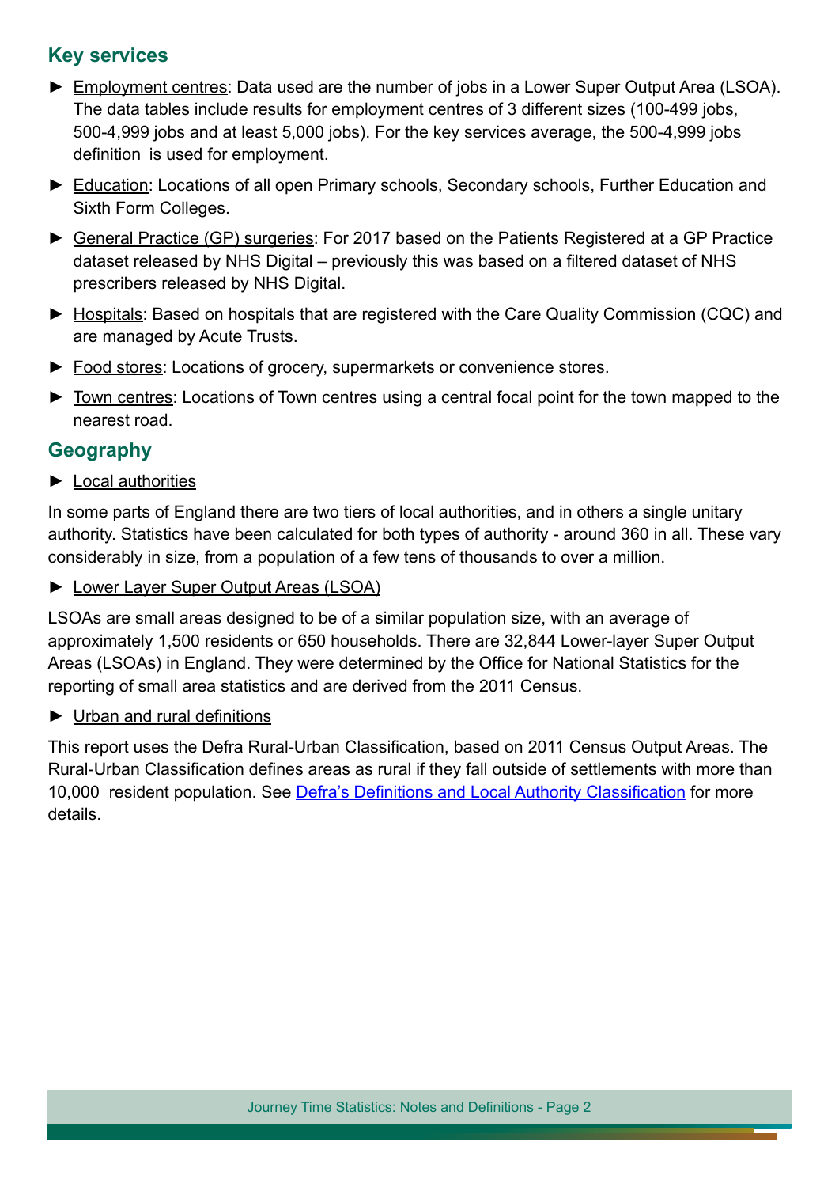## Key services

- Employment centres: Data used are the number of jobs in a Lower Super Output Area (LSOA). The data tables include results for employment centres of 3 different sizes (100-499 jobs, 500-4,999 jobs and at least 5,000 jobs). For the key services average, the 500-4,999 jobs definition is used for employment.
- Education: Locations of all open Primary schools, Secondary schools, Further Education and Sixth Form Colleges.
- General Practice (GP) surgeries: For 2017 based on the Patients Registered at a GP Practice dataset released by NHS Digital – previously this was based on a filtered dataset of NHS prescribers released by NHS Digital.
- Hospitals: Based on hospitals that are registered with the Care Quality Commission (CQC) and are managed by Acute Trusts.
- Food stores: Locations of grocery, supermarkets or convenience stores.
- Town centres: Locations of Town centres using a central focal point for the town mapped to the nearest road.

## Geography

- Local authorities

In some parts of England there are two tiers of local authorities, and in others a single unitary authority. Statistics have been calculated for both types of authority - around 360 in all. These vary considerably in size, from a population of a few tens of thousands to over a million.

- Lower Layer Super Output Areas (LSOA)

LSOAs are small areas designed to be of a similar population size, with an average of approximately 1,500 residents or 650 households. There are 32,844 Lower-layer Super Output Areas (LSOAs) in England. They were determined by the Office for National Statistics for the reporting of small area statistics and are derived from the 2011 Census.

- Urban and rural definitions

This report uses the Defra Rural-Urban Classification, based on 2011 Census Output Areas. The Rural-Urban Classification defines areas as rural if they fall outside of settlements with more than 10,000 resident population. See Defra's Definitions and Local Authority Classification for more details.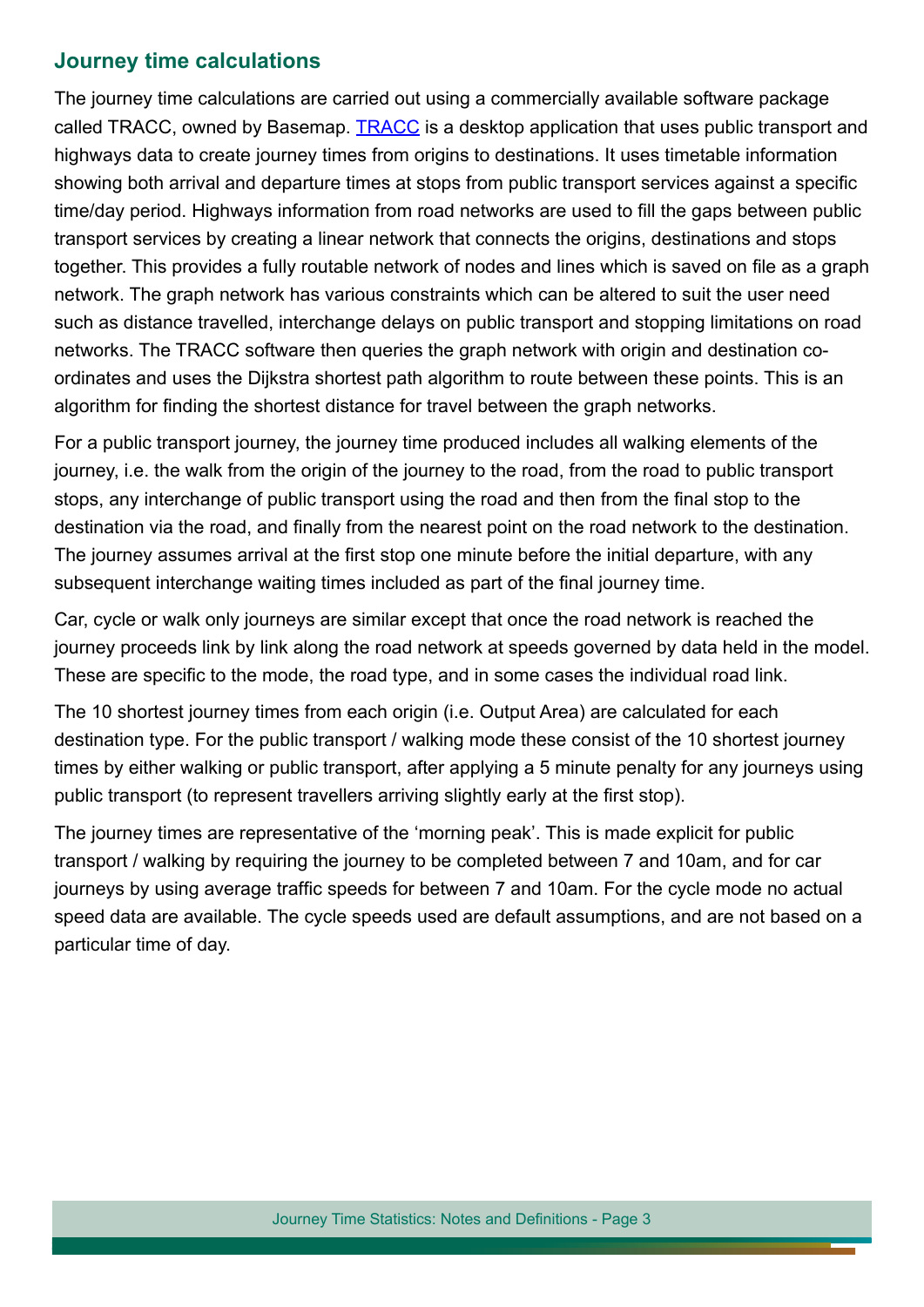## Journey time calculations

The journey time calculations are carried out using a commercially available software package called TRACC, owned by Basemap. TRACC is a desktop application that uses public transport and highways data to create journey times from origins to destinations. It uses timetable information showing both arrival and departure times at stops from public transport services against a specific time/day period. Highways information from road networks are used to fill the gaps between public transport services by creating a linear network that connects the origins, destinations and stops together. This provides a fully routable network of nodes and lines which is saved on file as a graph network. The graph network has various constraints which can be altered to suit the user need such as distance travelled, interchange delays on public transport and stopping limitations on road networks. The TRACC software then queries the graph network with origin and destination co-ordinates and uses the Dijkstra shortest path algorithm to route between these points. This is an algorithm for finding the shortest distance for travel between the graph networks.

For a public transport journey, the journey time produced includes all walking elements of the journey, i.e. the walk from the origin of the journey to the road, from the road to public transport stops, any interchange of public transport using the road and then from the final stop to the destination via the road, and finally from the nearest point on the road network to the destination. The journey assumes arrival at the first stop one minute before the initial departure, with any subsequent interchange waiting times included as part of the final journey time.

Car, cycle or walk only journeys are similar except that once the road network is reached the journey proceeds link by link along the road network at speeds governed by data held in the model. These are specific to the mode, the road type, and in some cases the individual road link.

The 10 shortest journey times from each origin (i.e. Output Area) are calculated for each destination type. For the public transport / walking mode these consist of the 10 shortest journey times by either walking or public transport, after applying a 5 minute penalty for any journeys using public transport (to represent travellers arriving slightly early at the first stop).

The journey times are representative of the 'morning peak'. This is made explicit for public transport / walking by requiring the journey to be completed between 7 and 10am, and for car journeys by using average traffic speeds for between 7 and 10am. For the cycle mode no actual speed data are available. The cycle speeds used are default assumptions, and are not based on a particular time of day.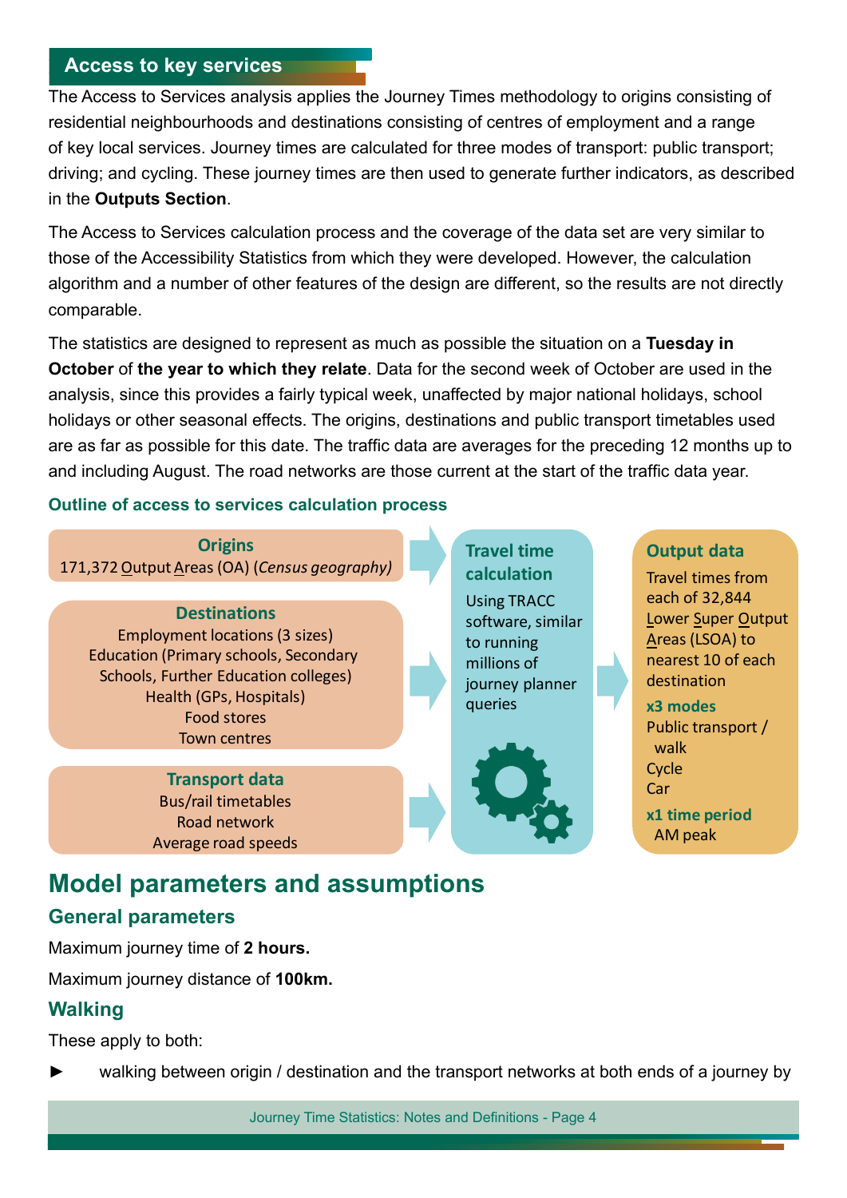## Access to key services

The Access to Services analysis applies the Journey Times methodology to origins consisting of residential neighbourhoods and destinations consisting of centres of employment and a range of key local services. Journey times are calculated for three modes of transport: public transport; driving; and cycling. These journey times are then used to generate further indicators, as described in the **Outputs Section**.

The Access to Services calculation process and the coverage of the data set are very similar to those of the Accessibility Statistics from which they were developed. However, the calculation algorithm and a number of other features of the design are different, so the results are not directly comparable.

The statistics are designed to represent as much as possible the situation on a **Tuesday in October** of **the year to which they relate**. Data for the second week of October are used in the analysis, since this provides a fairly typical week, unaffected by major national holidays, school holidays or other seasonal effects. The origins, destinations and public transport timetables used are as far as possible for this date. The traffic data are averages for the preceding 12 months up to and including August. The road networks are those current at the start of the traffic data year.

### Outline of access to services calculation process

**Origins**
171,372 Output Areas (OA) (*Census geography*)

**Destinations**
Employment locations (3 sizes)
Education (Primary schools, Secondary Schools, Further Education colleges)
Health (GPs, Hospitals)
Food stores
Town centres

**Transport data**
Bus/rail timetables
Road network
Average road speeds

→

**Travel time calculation**
Using TRACC software, similar to running millions of journey planner queries

→

**Output data**
Travel times from each of 32,844 Lower Super Output Areas (LSOA) to nearest 10 of each destination

**x3 modes**
Public transport / walk
Cycle
Car

**x1 time period**
AM peak

# Model parameters and assumptions

## General parameters

Maximum journey time of **2 hours.**

Maximum journey distance of **100km.**

## Walking

These apply to both:

- walking between origin / destination and the transport networks at both ends of a journey by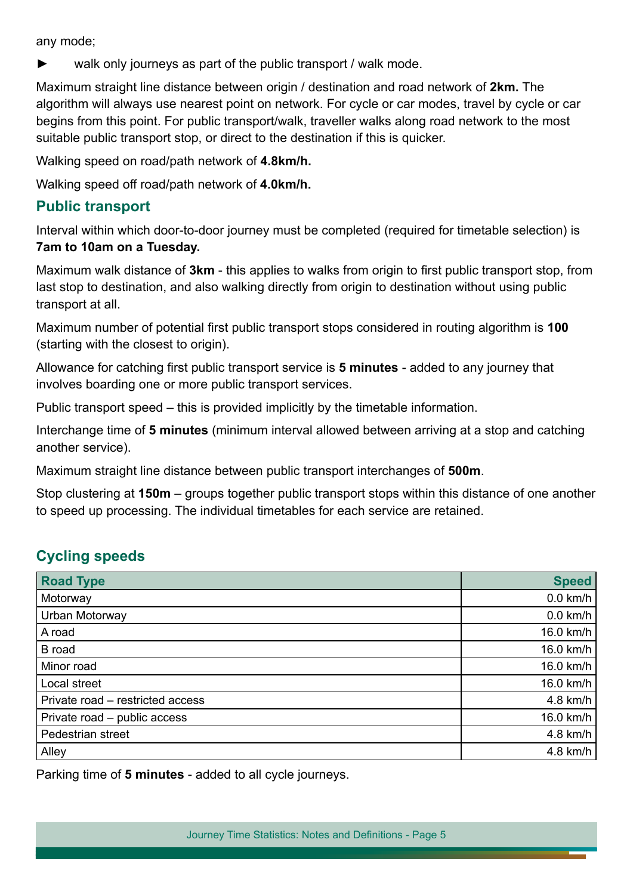any mode;

- walk only journeys as part of the public transport / walk mode.

Maximum straight line distance between origin / destination and road network of **2km.** The algorithm will always use nearest point on network. For cycle or car modes, travel by cycle or car begins from this point. For public transport/walk, traveller walks along road network to the most suitable public transport stop, or direct to the destination if this is quicker.

Walking speed on road/path network of **4.8km/h.**

Walking speed off road/path network of **4.0km/h.**

## Public transport

Interval within which door-to-door journey must be completed (required for timetable selection) is **7am to 10am on a Tuesday.**

Maximum walk distance of **3km** - this applies to walks from origin to first public transport stop, from last stop to destination, and also walking directly from origin to destination without using public transport at all.

Maximum number of potential first public transport stops considered in routing algorithm is **100** (starting with the closest to origin).

Allowance for catching first public transport service is **5 minutes** - added to any journey that involves boarding one or more public transport services.

Public transport speed – this is provided implicitly by the timetable information.

Interchange time of **5 minutes** (minimum interval allowed between arriving at a stop and catching another service).

Maximum straight line distance between public transport interchanges of **500m**.

Stop clustering at **150m** – groups together public transport stops within this distance of one another to speed up processing. The individual timetables for each service are retained.

## Cycling speeds

| Road Type | Speed |
|---|---:|
| Motorway | 0.0 km/h |
| Urban Motorway | 0.0 km/h |
| A road | 16.0 km/h |
| B road | 16.0 km/h |
| Minor road | 16.0 km/h |
| Local street | 16.0 km/h |
| Private road – restricted access | 4.8 km/h |
| Private road – public access | 16.0 km/h |
| Pedestrian street | 4.8 km/h |
| Alley | 4.8 km/h |

Parking time of **5 minutes** - added to all cycle journeys.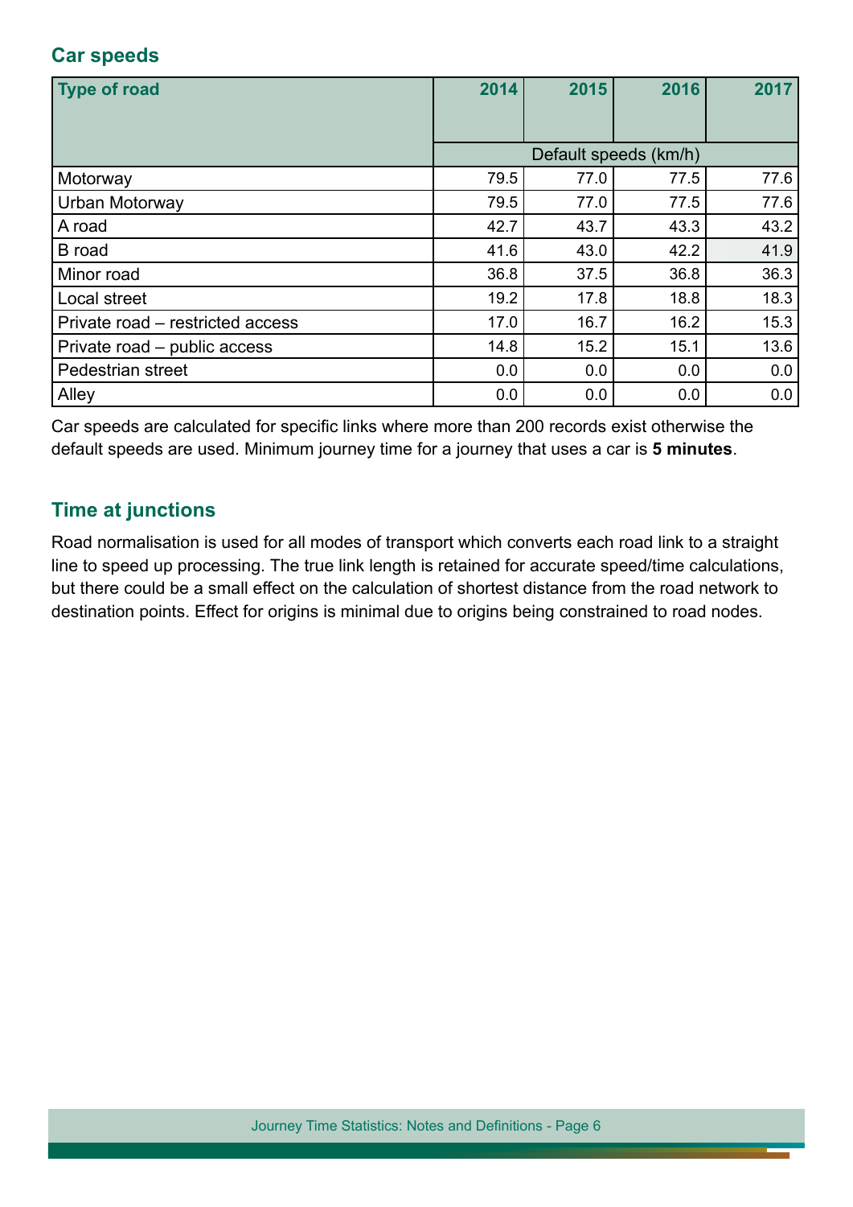## Car speeds

| Type of road | 2014 | 2015 | 2016 | 2017 |
|---|---|---|---|---|
| | Default speeds (km/h) | | | |
| Motorway | 79.5 | 77.0 | 77.5 | 77.6 |
| Urban Motorway | 79.5 | 77.0 | 77.5 | 77.6 |
| A road | 42.7 | 43.7 | 43.3 | 43.2 |
| B road | 41.6 | 43.0 | 42.2 | 41.9 |
| Minor road | 36.8 | 37.5 | 36.8 | 36.3 |
| Local street | 19.2 | 17.8 | 18.8 | 18.3 |
| Private road – restricted access | 17.0 | 16.7 | 16.2 | 15.3 |
| Private road – public access | 14.8 | 15.2 | 15.1 | 13.6 |
| Pedestrian street | 0.0 | 0.0 | 0.0 | 0.0 |
| Alley | 0.0 | 0.0 | 0.0 | 0.0 |

Car speeds are calculated for specific links where more than 200 records exist otherwise the default speeds are used. Minimum journey time for a journey that uses a car is **5 minutes**.

## Time at junctions

Road normalisation is used for all modes of transport which converts each road link to a straight line to speed up processing. The true link length is retained for accurate speed/time calculations, but there could be a small effect on the calculation of shortest distance from the road network to destination points. Effect for origins is minimal due to origins being constrained to road nodes.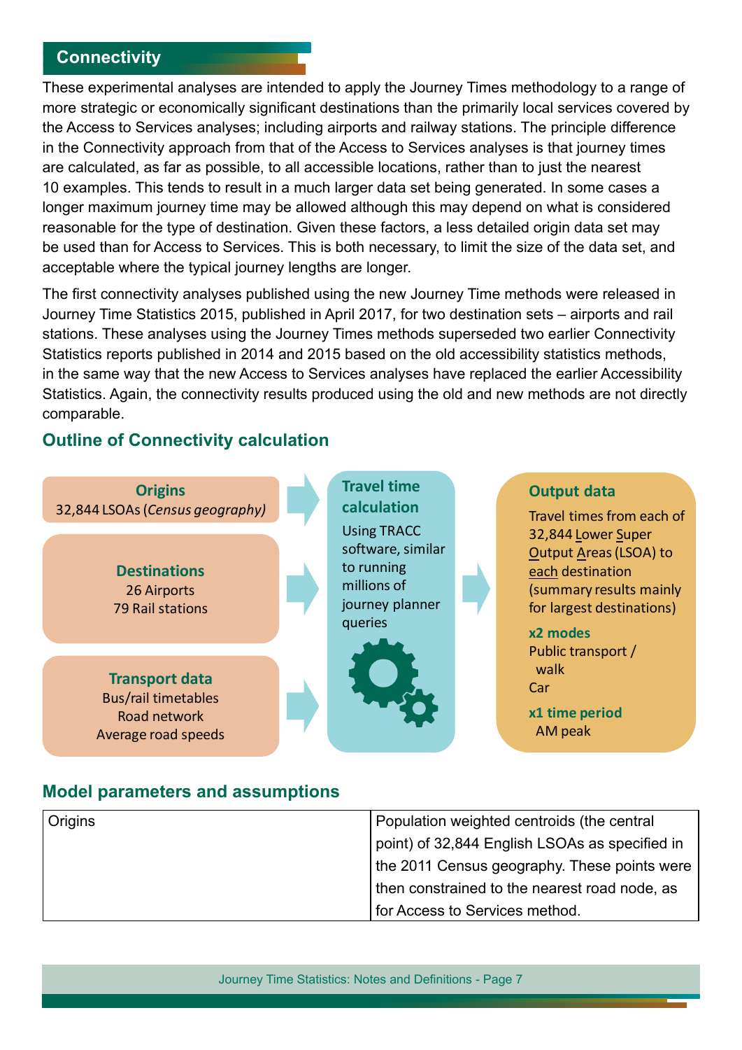## Connectivity

These experimental analyses are intended to apply the Journey Times methodology to a range of more strategic or economically significant destinations than the primarily local services covered by the Access to Services analyses; including airports and railway stations. The principle difference in the Connectivity approach from that of the Access to Services analyses is that journey times are calculated, as far as possible, to all accessible locations, rather than to just the nearest 10 examples. This tends to result in a much larger data set being generated. In some cases a longer maximum journey time may be allowed although this may depend on what is considered reasonable for the type of destination. Given these factors, a less detailed origin data set may be used than for Access to Services. This is both necessary, to limit the size of the data set, and acceptable where the typical journey lengths are longer.

The first connectivity analyses published using the new Journey Time methods were released in Journey Time Statistics 2015, published in April 2017, for two destination sets – airports and rail stations. These analyses using the Journey Times methods superseded two earlier Connectivity Statistics reports published in 2014 and 2015 based on the old accessibility statistics methods, in the same way that the new Access to Services analyses have replaced the earlier Accessibility Statistics. Again, the connectivity results produced using the old and new methods are not directly comparable.

### Outline of Connectivity calculation

**Origins**
32,844 LSOAs (*Census geography)*

**Destinations**
26 Airports
79 Rail stations

**Transport data**
Bus/rail timetables
Road network
Average road speeds

**Travel time calculation**
Using TRACC software, similar to running millions of journey planner queries

**Output data**
Travel times from each of 32,844 Lower Super Output Areas (LSOA) to each destination (summary results mainly for largest destinations)

**x2 modes**
Public transport / walk
Car

**x1 time period**
AM peak

### Model parameters and assumptions

| | |
|---|---|
| Origins | Population weighted centroids (the central point) of 32,844 English LSOAs as specified in the 2011 Census geography. These points were then constrained to the nearest road node, as for Access to Services method. |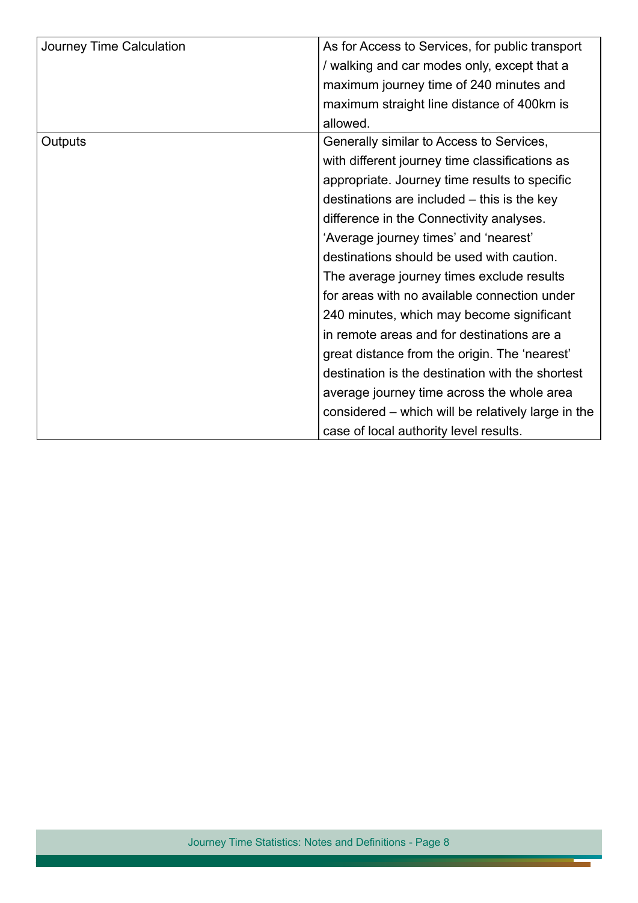| | |
|---|---|
| Journey Time Calculation | As for Access to Services, for public transport / walking and car modes only, except that a maximum journey time of 240 minutes and maximum straight line distance of 400km is allowed. |
| Outputs | Generally similar to Access to Services, with different journey time classifications as appropriate. Journey time results to specific destinations are included – this is the key difference in the Connectivity analyses. 'Average journey times' and 'nearest' destinations should be used with caution. The average journey times exclude results for areas with no available connection under 240 minutes, which may become significant in remote areas and for destinations are a great distance from the origin. The 'nearest' destination is the destination with the shortest average journey time across the whole area considered – which will be relatively large in the case of local authority level results. |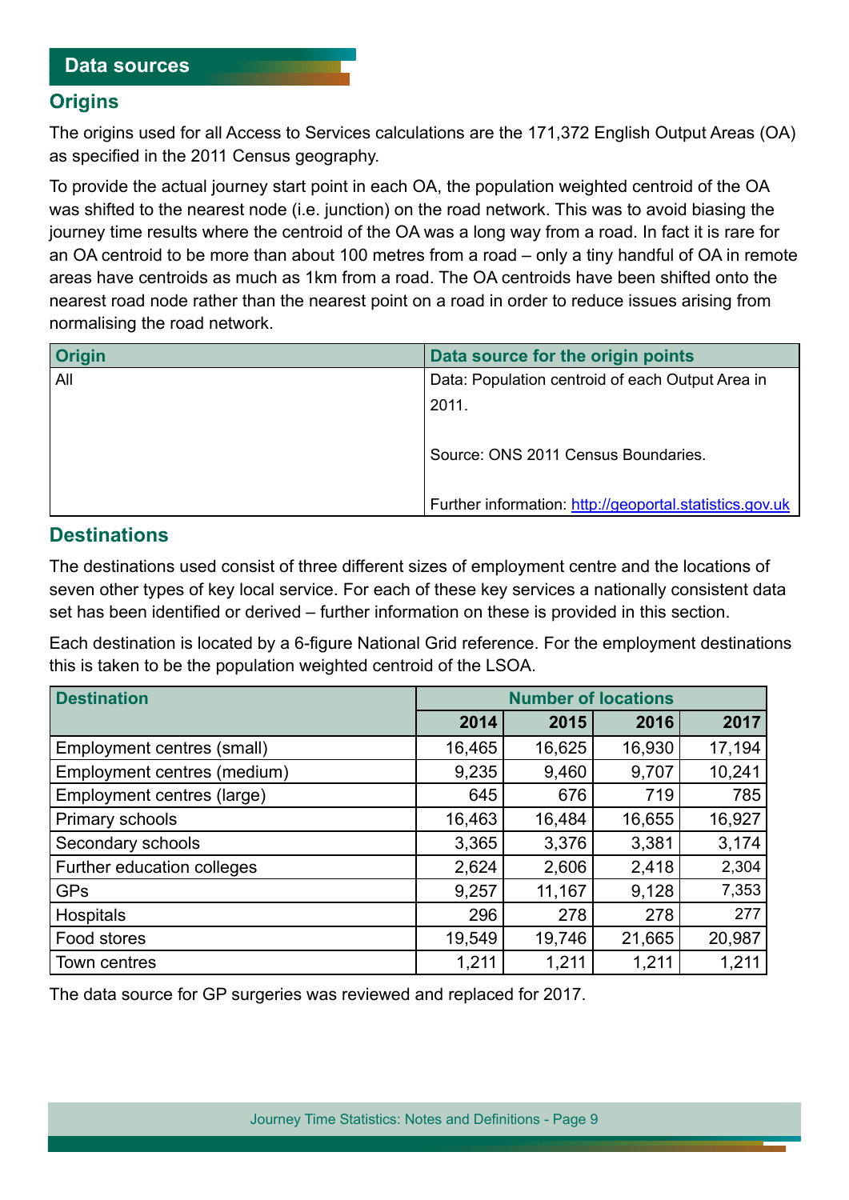## Data sources

### Origins

The origins used for all Access to Services calculations are the 171,372 English Output Areas (OA) as specified in the 2011 Census geography.

To provide the actual journey start point in each OA, the population weighted centroid of the OA was shifted to the nearest node (i.e. junction) on the road network. This was to avoid biasing the journey time results where the centroid of the OA was a long way from a road. In fact it is rare for an OA centroid to be more than about 100 metres from a road – only a tiny handful of OA in remote areas have centroids as much as 1km from a road. The OA centroids have been shifted onto the nearest road node rather than the nearest point on a road in order to reduce issues arising from normalising the road network.

| Origin | Data source for the origin points |
|---|---|
| All | Data: Population centroid of each Output Area in 2011.<br><br>Source: ONS 2011 Census Boundaries.<br><br>Further information: http://geoportal.statistics.gov.uk |

### Destinations

The destinations used consist of three different sizes of employment centre and the locations of seven other types of key local service. For each of these key services a nationally consistent data set has been identified or derived – further information on these is provided in this section.

Each destination is located by a 6-figure National Grid reference. For the employment destinations this is taken to be the population weighted centroid of the LSOA.

| Destination | Number of locations | | | |
|---|---|---|---|---|
| | 2014 | 2015 | 2016 | 2017 |
| Employment centres (small) | 16,465 | 16,625 | 16,930 | 17,194 |
| Employment centres (medium) | 9,235 | 9,460 | 9,707 | 10,241 |
| Employment centres (large) | 645 | 676 | 719 | 785 |
| Primary schools | 16,463 | 16,484 | 16,655 | 16,927 |
| Secondary schools | 3,365 | 3,376 | 3,381 | 3,174 |
| Further education colleges | 2,624 | 2,606 | 2,418 | 2,304 |
| GPs | 9,257 | 11,167 | 9,128 | 7,353 |
| Hospitals | 296 | 278 | 278 | 277 |
| Food stores | 19,549 | 19,746 | 21,665 | 20,987 |
| Town centres | 1,211 | 1,211 | 1,211 | 1,211 |

The data source for GP surgeries was reviewed and replaced for 2017.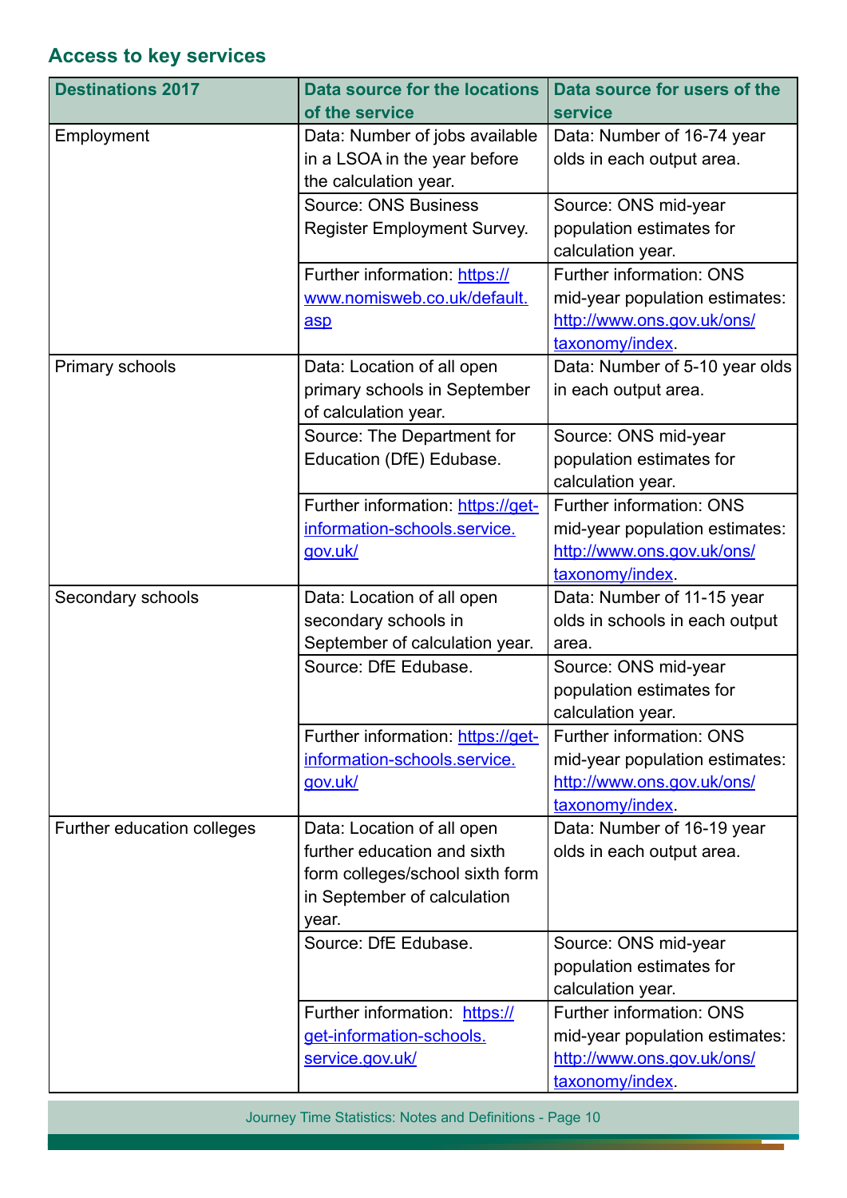## Access to key services

| Destinations 2017 | Data source for the locations of the service | Data source for users of the service |
|---|---|---|
| Employment | Data: Number of jobs available in a LSOA in the year before the calculation year. | Data: Number of 16-74 year olds in each output area. |
| | Source: ONS Business Register Employment Survey. | Source: ONS mid-year population estimates for calculation year. |
| | Further information: https://www.nomisweb.co.uk/default.asp | Further information: ONS mid-year population estimates: http://www.ons.gov.uk/ons/taxonomy/index. |
| Primary schools | Data: Location of all open primary schools in September of calculation year. | Data: Number of 5-10 year olds in each output area. |
| | Source: The Department for Education (DfE) Edubase. | Source: ONS mid-year population estimates for calculation year. |
| | Further information: https://get-information-schools.service.gov.uk/ | Further information: ONS mid-year population estimates: http://www.ons.gov.uk/ons/taxonomy/index. |
| Secondary schools | Data: Location of all open secondary schools in September of calculation year. | Data: Number of 11-15 year olds in schools in each output area. |
| | Source: DfE Edubase. | Source: ONS mid-year population estimates for calculation year. |
| | Further information: https://get-information-schools.service.gov.uk/ | Further information: ONS mid-year population estimates: http://www.ons.gov.uk/ons/taxonomy/index. |
| Further education colleges | Data: Location of all open further education and sixth form colleges/school sixth form in September of calculation year. | Data: Number of 16-19 year olds in each output area. |
| | Source: DfE Edubase. | Source: ONS mid-year population estimates for calculation year. |
| | Further information: https://get-information-schools.service.gov.uk/ | Further information: ONS mid-year population estimates: http://www.ons.gov.uk/ons/taxonomy/index. |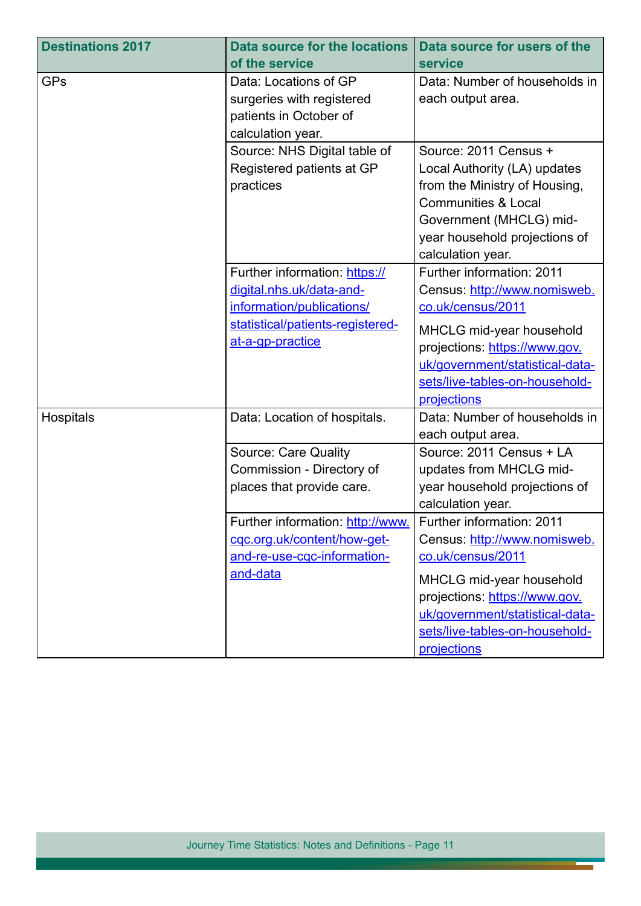| Destinations 2017 | Data source for the locations of the service | Data source for users of the service |
|---|---|---|
| GPs | Data: Locations of GP surgeries with registered patients in October of calculation year. | Data: Number of households in each output area. |
| | Source: NHS Digital table of Registered patients at GP practices | Source: 2011 Census + Local Authority (LA) updates from the Ministry of Housing, Communities & Local Government (MHCLG) mid-year household projections of calculation year. |
| | Further information: https://digital.nhs.uk/data-and-information/publications/statistical/patients-registered-at-a-gp-practice | Further information: 2011 Census: http://www.nomisweb.co.uk/census/2011<br><br>MHCLG mid-year household projections: https://www.gov.uk/government/statistical-data-sets/live-tables-on-household-projections |
| Hospitals | Data: Location of hospitals. | Data: Number of households in each output area. |
| | Source: Care Quality Commission - Directory of places that provide care. | Source: 2011 Census + LA updates from MHCLG mid-year household projections of calculation year. |
| | Further information: http://www.cqc.org.uk/content/how-get-and-re-use-cqc-information-and-data | Further information: 2011 Census: http://www.nomisweb.co.uk/census/2011<br><br>MHCLG mid-year household projections: https://www.gov.uk/government/statistical-data-sets/live-tables-on-household-projections |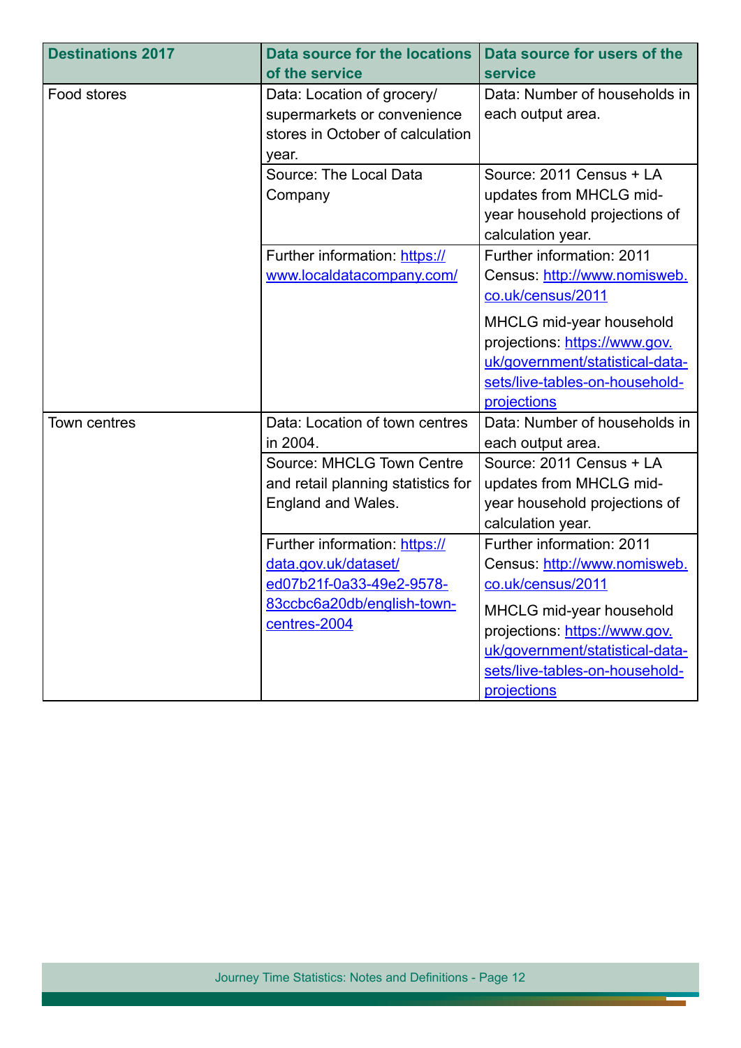| Destinations 2017 | Data source for the locations of the service | Data source for users of the service |
|---|---|---|
| Food stores | Data: Location of grocery/ supermarkets or convenience stores in October of calculation year. | Data: Number of households in each output area. |
| | Source: The Local Data Company | Source: 2011 Census + LA updates from MHCLG mid-year household projections of calculation year. |
| | Further information: https://www.localdatacompany.com/ | Further information: 2011 Census: http://www.nomisweb.co.uk/census/2011<br><br>MHCLG mid-year household projections: https://www.gov.uk/government/statistical-data-sets/live-tables-on-household-projections |
| Town centres | Data: Location of town centres in 2004. | Data: Number of households in each output area. |
| | Source: MHCLG Town Centre and retail planning statistics for England and Wales. | Source: 2011 Census + LA updates from MHCLG mid-year household projections of calculation year. |
| | Further information: https://data.gov.uk/dataset/ed07b21f-0a33-49e2-9578-83ccbc6a20db/english-town-centres-2004 | Further information: 2011 Census: http://www.nomisweb.co.uk/census/2011<br><br>MHCLG mid-year household projections: https://www.gov.uk/government/statistical-data-sets/live-tables-on-household-projections |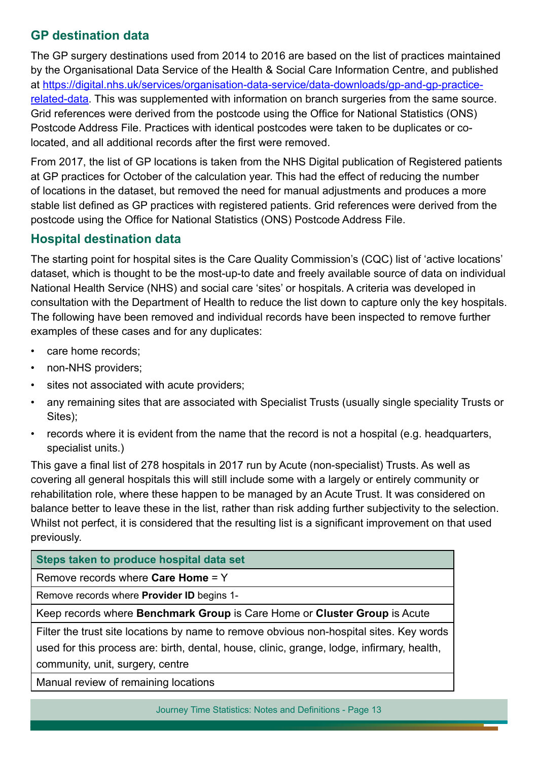## GP destination data

The GP surgery destinations used from 2014 to 2016 are based on the list of practices maintained by the Organisational Data Service of the Health & Social Care Information Centre, and published at [https://digital.nhs.uk/services/organisation-data-service/data-downloads/gp-and-gp-practice-related-data](https://digital.nhs.uk/services/organisation-data-service/data-downloads/gp-and-gp-practice-related-data). This was supplemented with information on branch surgeries from the same source. Grid references were derived from the postcode using the Office for National Statistics (ONS) Postcode Address File. Practices with identical postcodes were taken to be duplicates or co-located, and all additional records after the first were removed.

From 2017, the list of GP locations is taken from the NHS Digital publication of Registered patients at GP practices for October of the calculation year. This had the effect of reducing the number of locations in the dataset, but removed the need for manual adjustments and produces a more stable list defined as GP practices with registered patients. Grid references were derived from the postcode using the Office for National Statistics (ONS) Postcode Address File.

## Hospital destination data

The starting point for hospital sites is the Care Quality Commission's (CQC) list of 'active locations' dataset, which is thought to be the most-up-to date and freely available source of data on individual National Health Service (NHS) and social care 'sites' or hospitals. A criteria was developed in consultation with the Department of Health to reduce the list down to capture only the key hospitals. The following have been removed and individual records have been inspected to remove further examples of these cases and for any duplicates:

- care home records;
- non-NHS providers;
- sites not associated with acute providers;
- any remaining sites that are associated with Specialist Trusts (usually single speciality Trusts or Sites);
- records where it is evident from the name that the record is not a hospital (e.g. headquarters, specialist units.)

This gave a final list of 278 hospitals in 2017 run by Acute (non-specialist) Trusts. As well as covering all general hospitals this will still include some with a largely or entirely community or rehabilitation role, where these happen to be managed by an Acute Trust. It was considered on balance better to leave these in the list, rather than risk adding further subjectivity to the selection. Whilst not perfect, it is considered that the resulting list is a significant improvement on that used previously.

| Steps taken to produce hospital data set |
|---|
| Remove records where **Care Home** = Y |
| Remove records where **Provider ID** begins 1- |
| Keep records where **Benchmark Group** is Care Home or **Cluster Group** is Acute |
| Filter the trust site locations by name to remove obvious non-hospital sites. Key words used for this process are: birth, dental, house, clinic, grange, lodge, infirmary, health, community, unit, surgery, centre |
| Manual review of remaining locations |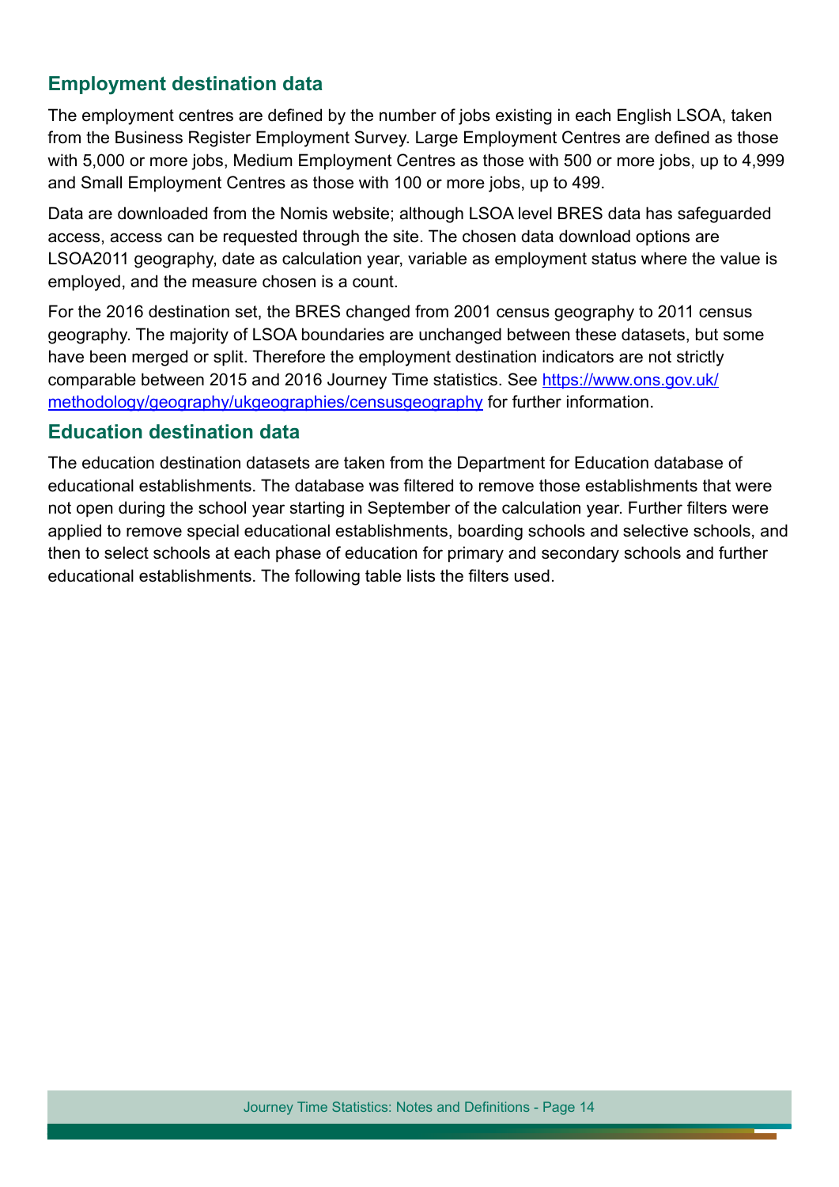## Employment destination data

The employment centres are defined by the number of jobs existing in each English LSOA, taken from the Business Register Employment Survey. Large Employment Centres are defined as those with 5,000 or more jobs, Medium Employment Centres as those with 500 or more jobs, up to 4,999 and Small Employment Centres as those with 100 or more jobs, up to 499.

Data are downloaded from the Nomis website; although LSOA level BRES data has safeguarded access, access can be requested through the site. The chosen data download options are LSOA2011 geography, date as calculation year, variable as employment status where the value is employed, and the measure chosen is a count.

For the 2016 destination set, the BRES changed from 2001 census geography to 2011 census geography. The majority of LSOA boundaries are unchanged between these datasets, but some have been merged or split. Therefore the employment destination indicators are not strictly comparable between 2015 and 2016 Journey Time statistics. See [https://www.ons.gov.uk/methodology/geography/ukgeographies/censusgeography](https://www.ons.gov.uk/methodology/geography/ukgeographies/censusgeography) for further information.

## Education destination data

The education destination datasets are taken from the Department for Education database of educational establishments. The database was filtered to remove those establishments that were not open during the school year starting in September of the calculation year. Further filters were applied to remove special educational establishments, boarding schools and selective schools, and then to select schools at each phase of education for primary and secondary schools and further educational establishments. The following table lists the filters used.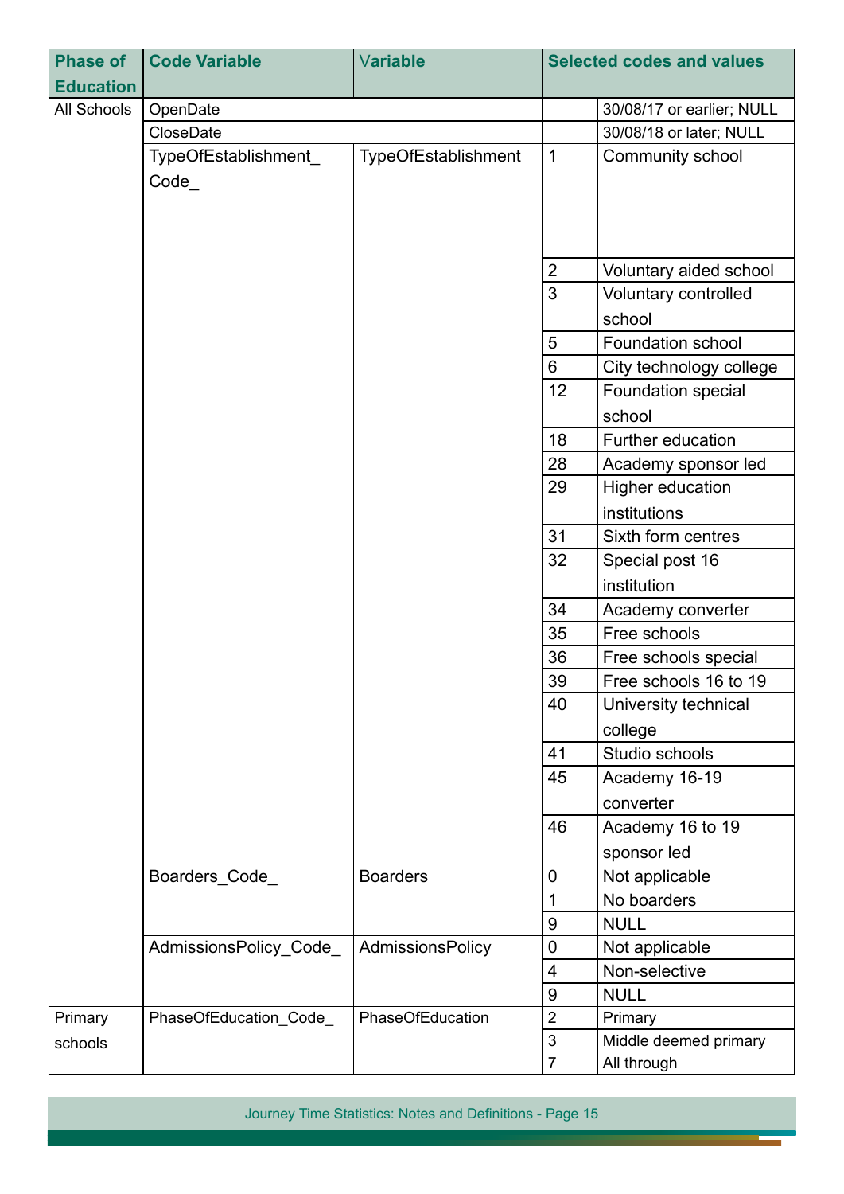| Phase of Education | Code Variable | Variable | Selected codes and values | |
|---|---|---|---|---|
| All Schools | OpenDate | | | 30/08/17 or earlier; NULL |
| | CloseDate | | | 30/08/18 or later; NULL |
| | TypeOfEstablishment_Code_ | TypeOfEstablishment | 1 | Community school |
| | | | 2 | Voluntary aided school |
| | | | 3 | Voluntary controlled school |
| | | | 5 | Foundation school |
| | | | 6 | City technology college |
| | | | 12 | Foundation special school |
| | | | 18 | Further education |
| | | | 28 | Academy sponsor led |
| | | | 29 | Higher education institutions |
| | | | 31 | Sixth form centres |
| | | | 32 | Special post 16 institution |
| | | | 34 | Academy converter |
| | | | 35 | Free schools |
| | | | 36 | Free schools special |
| | | | 39 | Free schools 16 to 19 |
| | | | 40 | University technical college |
| | | | 41 | Studio schools |
| | | | 45 | Academy 16-19 converter |
| | | | 46 | Academy 16 to 19 sponsor led |
| | Boarders_Code_ | Boarders | 0 | Not applicable |
| | | | 1 | No boarders |
| | | | 9 | NULL |
| | AdmissionsPolicy_Code_ | AdmissionsPolicy | 0 | Not applicable |
| | | | 4 | Non-selective |
| | | | 9 | NULL |
| Primary schools | PhaseOfEducation_Code_ | PhaseOfEducation | 2 | Primary |
| | | | 3 | Middle deemed primary |
| | | | 7 | All through |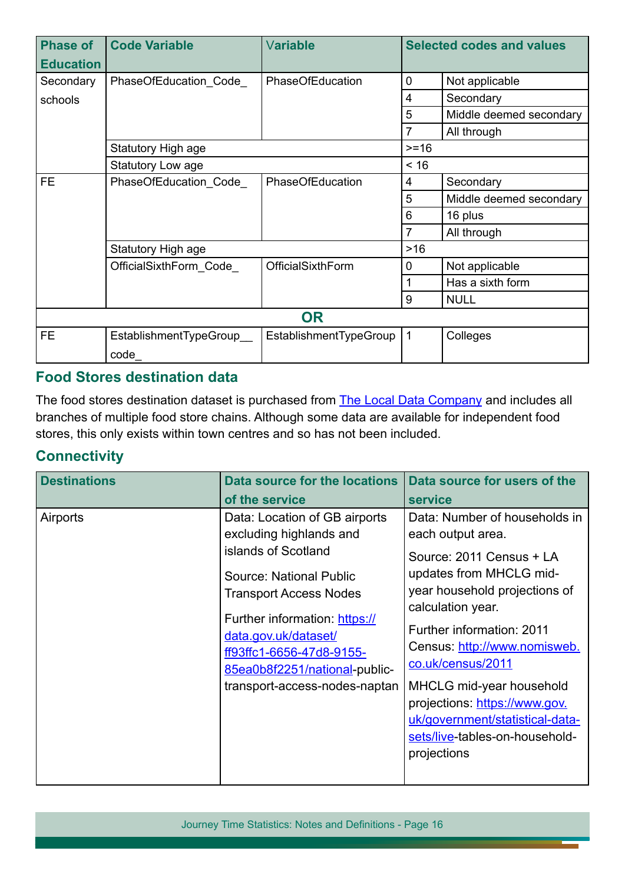| Phase of Education | Code Variable | Variable | Selected codes and values | |
|---|---|---|---|---|
| Secondary schools | PhaseOfEducation_Code_ | PhaseOfEducation | 0 | Not applicable |
| | | | 4 | Secondary |
| | | | 5 | Middle deemed secondary |
| | | | 7 | All through |
| | Statutory High age | | >=16 | |
| | Statutory Low age | | < 16 | |
| FE | PhaseOfEducation_Code_ | PhaseOfEducation | 4 | Secondary |
| | | | 5 | Middle deemed secondary |
| | | | 6 | 16 plus |
| | | | 7 | All through |
| | Statutory High age | | >16 | |
| | OfficialSixthForm_Code_ | OfficialSixthForm | 0 | Not applicable |
| | | | 1 | Has a sixth form |
| | | | 9 | NULL |
| **OR** | | | | |
| FE | EstablishmentTypeGroup__code_ | EstablishmentTypeGroup | 1 | Colleges |

## Food Stores destination data

The food stores destination dataset is purchased from The Local Data Company and includes all branches of multiple food store chains. Although some data are available for independent food stores, this only exists within town centres and so has not been included.

## Connectivity

| Destinations | Data source for the locations of the service | Data source for users of the service |
|---|---|---|
| Airports | Data: Location of GB airports excluding highlands and islands of Scotland<br><br>Source: National Public Transport Access Nodes<br><br>Further information: https://data.gov.uk/dataset/ff93ffc1-6656-47d8-9155-85ea0b8f2251/national-public-transport-access-nodes-naptan | Data: Number of households in each output area.<br><br>Source: 2011 Census + LA updates from MHCLG mid-year household projections of calculation year.<br><br>Further information: 2011 Census: http://www.nomisweb.co.uk/census/2011<br><br>MHCLG mid-year household projections: https://www.gov.uk/government/statistical-data-sets/live-tables-on-household-projections |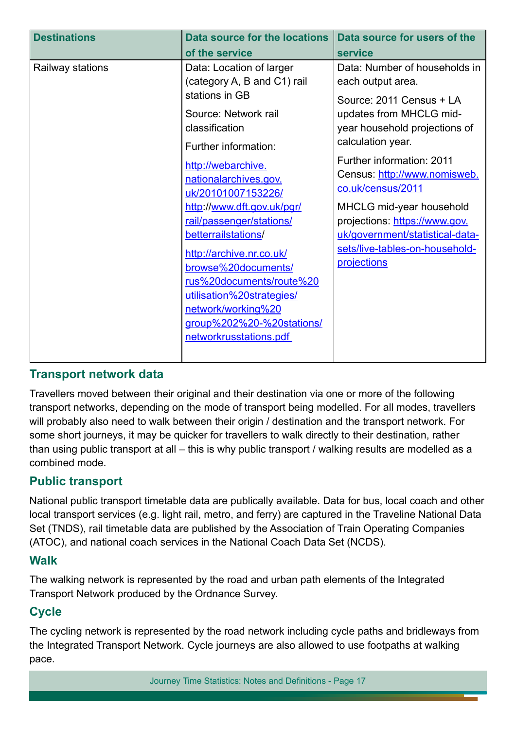| Destinations | Data source for the locations of the service | Data source for users of the service |
|---|---|---|
| Railway stations | Data: Location of larger (category A, B and C1) rail stations in GB<br><br>Source: Network rail classification<br><br>Further information:<br><br>http://webarchive.nationalarchives.gov.uk/20101007153226/http://www.dft.gov.uk/pgr/rail/passenger/stations/betterrailstations/<br><br>http://archive.nr.co.uk/browse%20documents/rus%20documents/route%20utilisation%20strategies/network/working%20group%202%20-%20stations/networkrusstations.pdf | Data: Number of households in each output area.<br><br>Source: 2011 Census + LA updates from MHCLG mid-year household projections of calculation year.<br><br>Further information: 2011 Census: http://www.nomisweb.co.uk/census/2011<br><br>MHCLG mid-year household projections: https://www.gov.uk/government/statistical-data-sets/live-tables-on-household-projections |

## Transport network data

Travellers moved between their original and their destination via one or more of the following transport networks, depending on the mode of transport being modelled. For all modes, travellers will probably also need to walk between their origin / destination and the transport network. For some short journeys, it may be quicker for travellers to walk directly to their destination, rather than using public transport at all – this is why public transport / walking results are modelled as a combined mode.

## Public transport

National public transport timetable data are publically available. Data for bus, local coach and other local transport services (e.g. light rail, metro, and ferry) are captured in the Traveline National Data Set (TNDS), rail timetable data are published by the Association of Train Operating Companies (ATOC), and national coach services in the National Coach Data Set (NCDS).

## Walk

The walking network is represented by the road and urban path elements of the Integrated Transport Network produced by the Ordnance Survey.

## Cycle

The cycling network is represented by the road network including cycle paths and bridleways from the Integrated Transport Network. Cycle journeys are also allowed to use footpaths at walking pace.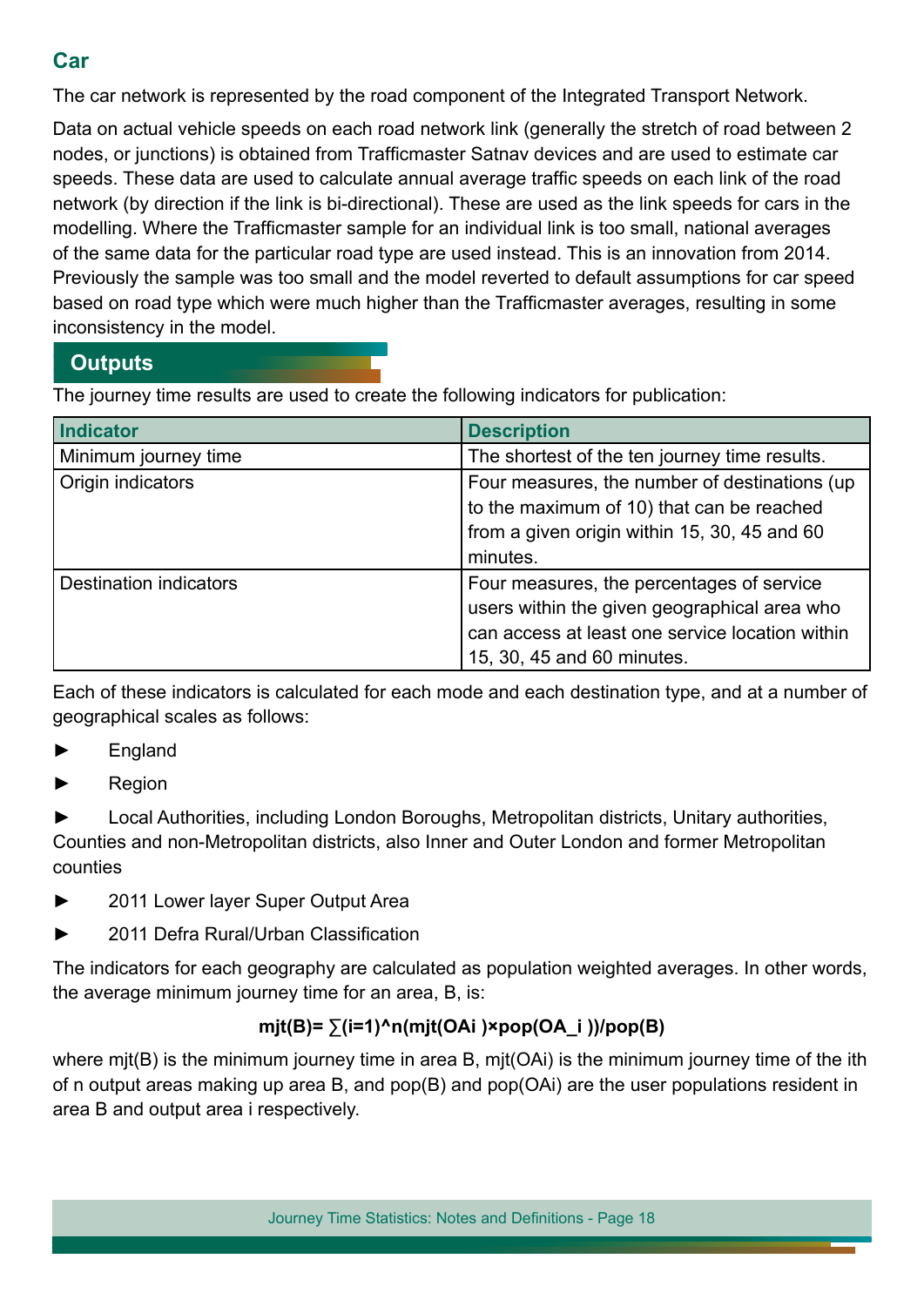## Car

The car network is represented by the road component of the Integrated Transport Network.

Data on actual vehicle speeds on each road network link (generally the stretch of road between 2 nodes, or junctions) is obtained from Trafficmaster Satnav devices and are used to estimate car speeds. These data are used to calculate annual average traffic speeds on each link of the road network (by direction if the link is bi-directional). These are used as the link speeds for cars in the modelling. Where the Trafficmaster sample for an individual link is too small, national averages of the same data for the particular road type are used instead. This is an innovation from 2014. Previously the sample was too small and the model reverted to default assumptions for car speed based on road type which were much higher than the Trafficmaster averages, resulting in some inconsistency in the model.

## Outputs

The journey time results are used to create the following indicators for publication:

| Indicator | Description |
|---|---|
| Minimum journey time | The shortest of the ten journey time results. |
| Origin indicators | Four measures, the number of destinations (up to the maximum of 10) that can be reached from a given origin within 15, 30, 45 and 60 minutes. |
| Destination indicators | Four measures, the percentages of service users within the given geographical area who can access at least one service location within 15, 30, 45 and 60 minutes. |

Each of these indicators is calculated for each mode and each destination type, and at a number of geographical scales as follows:

- England
- Region
- Local Authorities, including London Boroughs, Metropolitan districts, Unitary authorities, Counties and non-Metropolitan districts, also Inner and Outer London and former Metropolitan counties
- 2011 Lower layer Super Output Area
- 2011 Defra Rural/Urban Classification

The indicators for each geography are calculated as population weighted averages. In other words, the average minimum journey time for an area, B, is:

$$mjt(B) = \sum_{i=1}^{n} \frac{mjt(OA_i) \times pop(OA_i)}{pop(B)}$$

where mjt(B) is the minimum journey time in area B, $mjt(OA_i)$ is the minimum journey time of the ith of n output areas making up area B, and pop(B) and $pop(OA_i)$ are the user populations resident in area B and output area i respectively.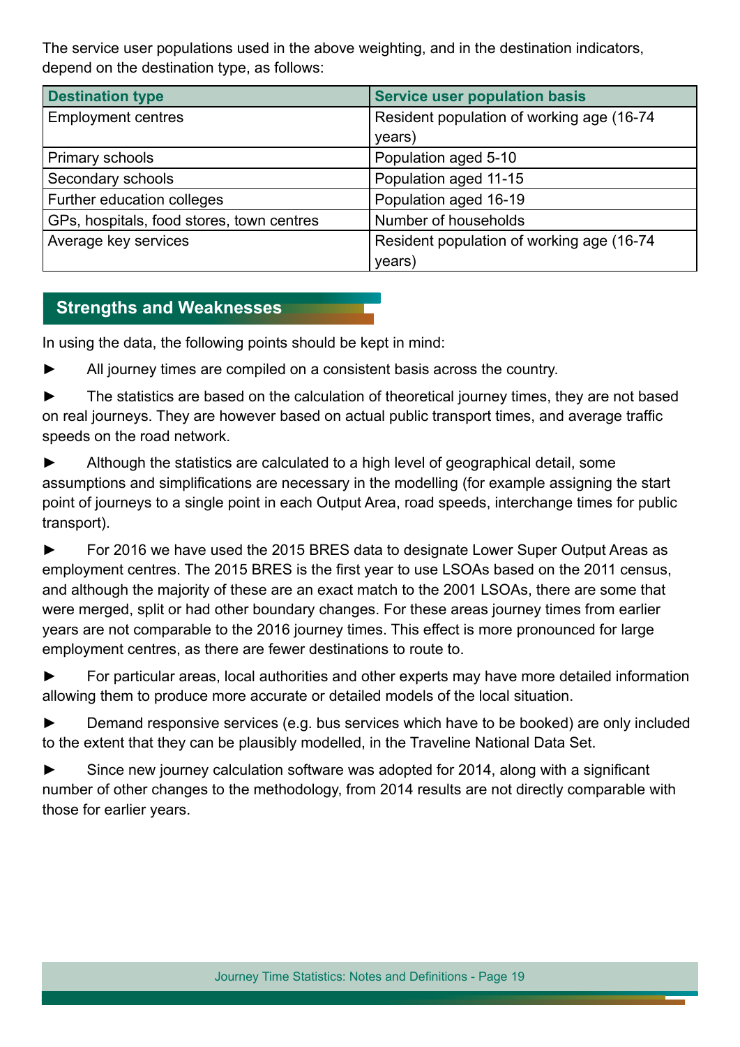The service user populations used in the above weighting, and in the destination indicators, depend on the destination type, as follows:

| Destination type | Service user population basis |
|---|---|
| Employment centres | Resident population of working age (16-74 years) |
| Primary schools | Population aged 5-10 |
| Secondary schools | Population aged 11-15 |
| Further education colleges | Population aged 16-19 |
| GPs, hospitals, food stores, town centres | Number of households |
| Average key services | Resident population of working age (16-74 years) |

## Strengths and Weaknesses

In using the data, the following points should be kept in mind:

- All journey times are compiled on a consistent basis across the country.
- The statistics are based on the calculation of theoretical journey times, they are not based on real journeys. They are however based on actual public transport times, and average traffic speeds on the road network.
- Although the statistics are calculated to a high level of geographical detail, some assumptions and simplifications are necessary in the modelling (for example assigning the start point of journeys to a single point in each Output Area, road speeds, interchange times for public transport).
- For 2016 we have used the 2015 BRES data to designate Lower Super Output Areas as employment centres. The 2015 BRES is the first year to use LSOAs based on the 2011 census, and although the majority of these are an exact match to the 2001 LSOAs, there are some that were merged, split or had other boundary changes. For these areas journey times from earlier years are not comparable to the 2016 journey times. This effect is more pronounced for large employment centres, as there are fewer destinations to route to.
- For particular areas, local authorities and other experts may have more detailed information allowing them to produce more accurate or detailed models of the local situation.
- Demand responsive services (e.g. bus services which have to be booked) are only included to the extent that they can be plausibly modelled, in the Traveline National Data Set.
- Since new journey calculation software was adopted for 2014, along with a significant number of other changes to the methodology, from 2014 results are not directly comparable with those for earlier years.